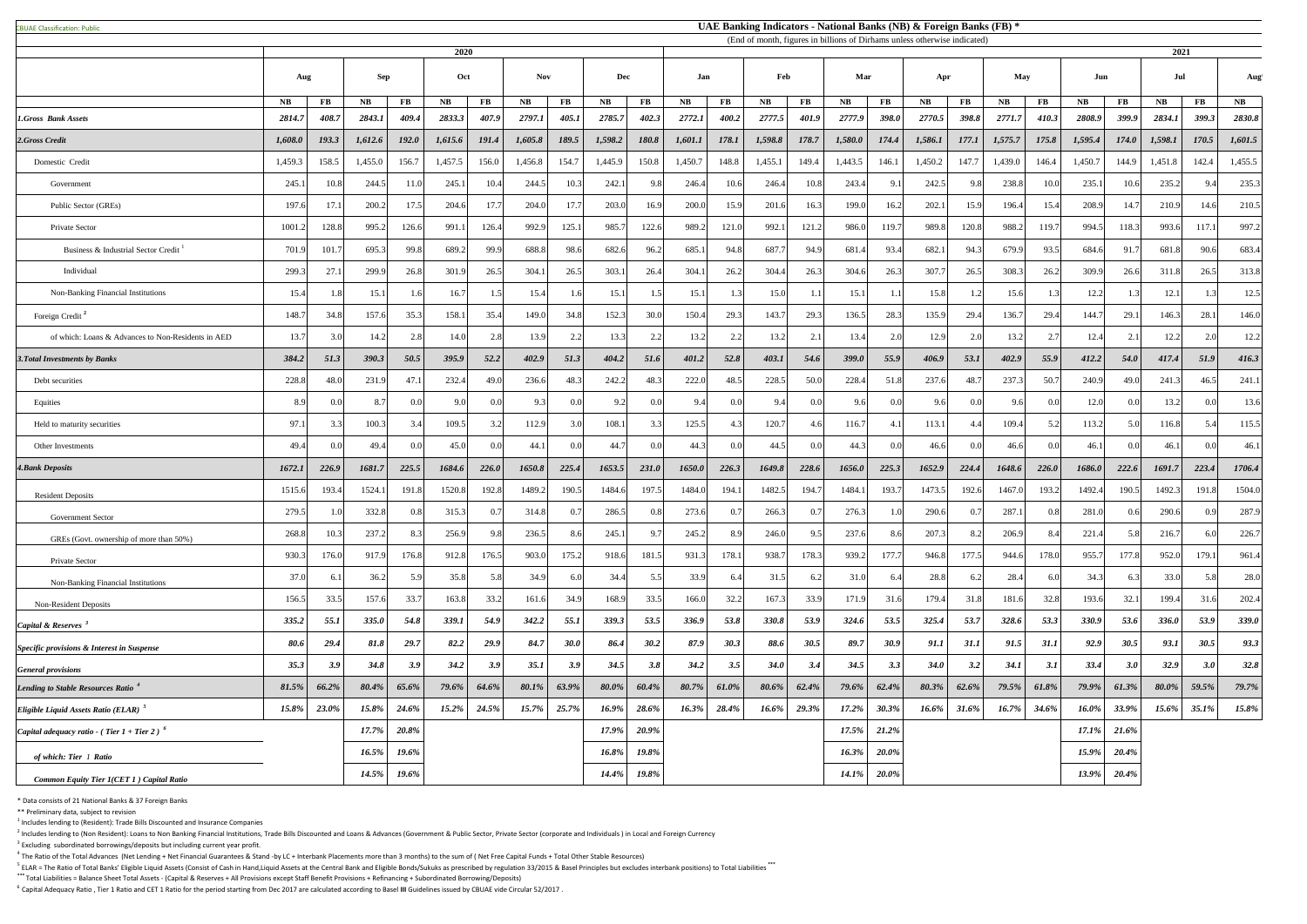CBUAE Classification: Public

# UAE Banking Indicators - National Banks (NB) & Foreign Banks (FB) *

(End of month, figures in billions of Dirhams unless otherwise indicated)

| | 2020 | | | | | | | | | | | | | | | | | | | | | | | | 2021 | |
|---|---|---|---|---|---|---|---|---|---|---|---|---|---|---|---|---|---|---|---|---|---|---|---|---|---|---|
| | Aug | | Sep | | Oct | | Nov | | Dec | | Jan | | Feb | | Mar | | Apr | | May | | Jun | | Jul | | Aug | |
| | NB | FB | NB | FB | NB | FB | NB | FB | NB | FB | NB | FB | NB | FB | NB | FB | NB | FB | NB | FB | NB | FB | NB | FB | NB | |
| ***1.Gross Bank Assets*** | ***2814.7*** | ***408.7*** | ***2843.1*** | ***409.4*** | ***2833.3*** | ***407.9*** | ***2797.1*** | ***405.1*** | ***2785.7*** | ***402.3*** | ***2772.1*** | ***400.2*** | ***2777.5*** | ***401.9*** | ***2777.9*** | ***398.0*** | ***2770.5*** | ***398.8*** | ***2771.7*** | ***410.3*** | ***2808.9*** | ***399.9*** | ***2834.1*** | ***399.3*** | ***2830.8*** | |
| ***2.Gross Credit*** | ***1,608.0*** | ***193.3*** | ***1,612.6*** | ***192.0*** | ***1,615.6*** | ***191.4*** | ***1,605.8*** | ***189.5*** | ***1,598.2*** | ***180.8*** | ***1,601.1*** | ***178.1*** | ***1,598.8*** | ***178.7*** | ***1,580.0*** | ***174.4*** | ***1,586.1*** | ***177.1*** | ***1,575.7*** | ***175.8*** | ***1,595.4*** | ***174.0*** | ***1,598.1*** | ***170.5*** | ***1,601.5*** | |
| Domestic Credit | 1,459.3 | 158.5 | 1,455.0 | 156.7 | 1,457.5 | 156.0 | 1,456.8 | 154.7 | 1,445.9 | 150.8 | 1,450.7 | 148.8 | 1,455.1 | 149.4 | 1,443.5 | 146.1 | 1,450.2 | 147.7 | 1,439.0 | 146.4 | 1,450.7 | 144.9 | 1,451.8 | 142.4 | 1,455.5 | |
| Government | 245.1 | 10.8 | 244.5 | 11.0 | 245.1 | 10.4 | 244.5 | 10.3 | 242.1 | 9.8 | 246.4 | 10.6 | 246.4 | 10.8 | 243.4 | 9.1 | 242.5 | 9.8 | 238.8 | 10.0 | 235.1 | 10.6 | 235.2 | 9.4 | 235.3 | |
| Public Sector (GREs) | 197.6 | 17.1 | 200.2 | 17.5 | 204.6 | 17.7 | 204.0 | 17.7 | 203.0 | 16.9 | 200.0 | 15.9 | 201.6 | 16.3 | 199.0 | 16.2 | 202.1 | 15.9 | 196.4 | 15.4 | 208.9 | 14.7 | 210.9 | 14.6 | 210.5 | |
| Private Sector | 1001.2 | 128.8 | 995.2 | 126.6 | 991.1 | 126.4 | 992.9 | 125.1 | 985.7 | 122.6 | 989.2 | 121.0 | 992.1 | 121.2 | 986.0 | 119.7 | 989.8 | 120.8 | 988.2 | 119.7 | 994.5 | 118.3 | 993.6 | 117.1 | 997.2 | |
| Business & Industrial Sector Credit [1] | 701.9 | 101.7 | 695.3 | 99.8 | 689.2 | 99.9 | 688.8 | 98.6 | 682.6 | 96.2 | 685.1 | 94.8 | 687.7 | 94.9 | 681.4 | 93.4 | 682.1 | 94.3 | 679.9 | 93.5 | 684.6 | 91.7 | 681.8 | 90.6 | 683.4 | |
| Individual | 299.3 | 27.1 | 299.9 | 26.8 | 301.9 | 26.5 | 304.1 | 26.5 | 303.1 | 26.4 | 304.1 | 26.2 | 304.4 | 26.3 | 304.6 | 26.3 | 307.7 | 26.5 | 308.3 | 26.2 | 309.9 | 26.6 | 311.8 | 26.5 | 313.8 | |
| Non-Banking Financial Institutions | 15.4 | 1.8 | 15.1 | 1.6 | 16.7 | 1.5 | 15.4 | 1.6 | 15.1 | 1.5 | 15.1 | 1.3 | 15.0 | 1.1 | 15.1 | 1.1 | 15.8 | 1.2 | 15.6 | 1.3 | 12.2 | 1.3 | 12.1 | 1.3 | 12.5 | |
| Foreign Credit [2] | 148.7 | 34.8 | 157.6 | 35.3 | 158.1 | 35.4 | 149.0 | 34.8 | 152.3 | 30.0 | 150.4 | 29.3 | 143.7 | 29.3 | 136.5 | 28.3 | 135.9 | 29.4 | 136.7 | 29.4 | 144.7 | 29.1 | 146.3 | 28.1 | 146.0 | |
| of which: Loans & Advances to Non-Residents in AED | 13.7 | 3.0 | 14.2 | 2.8 | 14.0 | 2.8 | 13.9 | 2.2 | 13.3 | 2.2 | 13.2 | 2.2 | 13.2 | 2.1 | 13.4 | 2.0 | 12.9 | 2.0 | 13.2 | 2.7 | 12.4 | 2.1 | 12.2 | 2.0 | 12.2 | |
| ***3.Total Investments by Banks*** | ***384.2*** | ***51.3*** | ***390.3*** | ***50.5*** | ***395.9*** | ***52.2*** | ***402.9*** | ***51.3*** | ***404.2*** | ***51.6*** | ***401.2*** | ***52.8*** | ***403.1*** | ***54.6*** | ***399.0*** | ***55.9*** | ***406.9*** | ***53.1*** | ***402.9*** | ***55.9*** | ***412.2*** | ***54.0*** | ***417.4*** | ***51.9*** | ***416.3*** | |
| Debt securities | 228.8 | 48.0 | 231.9 | 47.1 | 232.4 | 49.0 | 236.6 | 48.3 | 242.2 | 48.3 | 222.0 | 48.5 | 228.5 | 50.0 | 228.4 | 51.8 | 237.6 | 48.7 | 237.3 | 50.7 | 240.9 | 49.0 | 241.3 | 46.5 | 241.1 | |
| Equities | 8.9 | 0.0 | 8.7 | 0.0 | 9.0 | 0.0 | 9.3 | 0.0 | 9.2 | 0.0 | 9.4 | 0.0 | 9.4 | 0.0 | 9.6 | 0.0 | 9.6 | 0.0 | 9.6 | 0.0 | 12.0 | 0.0 | 13.2 | 0.0 | 13.6 | |
| Held to maturity securities | 97.1 | 3.3 | 100.3 | 3.4 | 109.5 | 3.2 | 112.9 | 3.0 | 108.1 | 3.3 | 125.5 | 4.3 | 120.7 | 4.6 | 116.7 | 4.1 | 113.1 | 4.4 | 109.4 | 5.2 | 113.2 | 5.0 | 116.8 | 5.4 | 115.5 | |
| Other Investments | 49.4 | 0.0 | 49.4 | 0.0 | 45.0 | 0.0 | 44.1 | 0.0 | 44.7 | 0.0 | 44.3 | 0.0 | 44.5 | 0.0 | 44.3 | 0.0 | 46.6 | 0.0 | 46.6 | 0.0 | 46.1 | 0.0 | 46.1 | 0.0 | 46.1 | |
| ***4.Bank Deposits*** | ***1672.1*** | ***226.9*** | ***1681.7*** | ***225.5*** | ***1684.6*** | ***226.0*** | ***1650.8*** | ***225.4*** | ***1653.5*** | ***231.0*** | ***1650.0*** | ***226.3*** | ***1649.8*** | ***228.6*** | ***1656.0*** | ***225.3*** | ***1652.9*** | ***224.4*** | ***1648.6*** | ***226.0*** | ***1686.0*** | ***222.6*** | ***1691.7*** | ***223.4*** | ***1706.4*** | |
| Resident Deposits | 1515.6 | 193.4 | 1524.1 | 191.8 | 1520.8 | 192.8 | 1489.2 | 190.5 | 1484.6 | 197.5 | 1484.0 | 194.1 | 1482.5 | 194.7 | 1484.1 | 193.7 | 1473.5 | 192.6 | 1467.0 | 193.2 | 1492.4 | 190.5 | 1492.3 | 191.8 | 1504.0 | |
| Government Sector | 279.5 | 1.0 | 332.8 | 0.8 | 315.3 | 0.7 | 314.8 | 0.7 | 286.5 | 0.8 | 273.6 | 0.7 | 266.3 | 0.7 | 276.3 | 1.0 | 290.6 | 0.7 | 287.1 | 0.8 | 281.0 | 0.6 | 290.6 | 0.9 | 287.9 | |
| GREs (Govt. ownership of more than 50%) | 268.8 | 10.3 | 237.2 | 8.3 | 256.9 | 9.8 | 236.5 | 8.6 | 245.1 | 9.7 | 245.2 | 8.9 | 246.0 | 9.5 | 237.6 | 8.6 | 207.3 | 8.2 | 206.9 | 8.4 | 221.4 | 5.8 | 216.7 | 6.0 | 226.7 | |
| Private Sector | 930.3 | 176.0 | 917.9 | 176.8 | 912.8 | 176.5 | 903.0 | 175.2 | 918.6 | 181.5 | 931.3 | 178.1 | 938.7 | 178.3 | 939.2 | 177.7 | 946.8 | 177.5 | 944.6 | 178.0 | 955.7 | 177.8 | 952.0 | 179.1 | 961.4 | |
| Non-Banking Financial Institutions | 37.0 | 6.1 | 36.2 | 5.9 | 35.8 | 5.8 | 34.9 | 6.0 | 34.4 | 5.5 | 33.9 | 6.4 | 31.5 | 6.2 | 31.0 | 6.4 | 28.8 | 6.2 | 28.4 | 6.0 | 34.3 | 6.3 | 33.0 | 5.8 | 28.0 | |
| Non-Resident Deposits | 156.5 | 33.5 | 157.6 | 33.7 | 163.8 | 33.2 | 161.6 | 34.9 | 168.9 | 33.5 | 166.0 | 32.2 | 167.3 | 33.9 | 171.9 | 31.6 | 179.4 | 31.8 | 181.6 | 32.8 | 193.6 | 32.1 | 199.4 | 31.6 | 202.4 | |
| ***Capital & Reserves [3]*** | ***335.2*** | ***55.1*** | ***335.0*** | ***54.8*** | ***339.1*** | ***54.9*** | ***342.2*** | ***55.1*** | ***339.3*** | ***53.5*** | ***336.9*** | ***53.8*** | ***330.8*** | ***53.9*** | ***324.6*** | ***53.5*** | ***325.4*** | ***53.7*** | ***328.6*** | ***53.3*** | ***330.9*** | ***53.6*** | ***336.0*** | ***53.9*** | ***339.0*** | |
| ***Specific provisions & Interest in Suspense*** | ***80.6*** | ***29.4*** | ***81.8*** | ***29.7*** | ***82.2*** | ***29.9*** | ***84.7*** | ***30.0*** | ***86.4*** | ***30.2*** | ***87.9*** | ***30.3*** | ***88.6*** | ***30.5*** | ***89.7*** | ***30.9*** | ***91.1*** | ***31.1*** | ***91.5*** | ***31.1*** | ***92.9*** | ***30.5*** | ***93.1*** | ***30.5*** | ***93.3*** | |
| ***General provisions*** | ***35.3*** | ***3.9*** | ***34.8*** | ***3.9*** | ***34.2*** | ***3.9*** | ***35.1*** | ***3.9*** | ***34.5*** | ***3.8*** | ***34.2*** | ***3.5*** | ***34.0*** | ***3.4*** | ***34.5*** | ***3.3*** | ***34.0*** | ***3.2*** | ***34.1*** | ***3.1*** | ***33.4*** | ***3.0*** | ***32.9*** | ***3.0*** | ***32.8*** | |
| ***Lending to Stable Resources Ratio [4]*** | ***81.5%*** | ***66.2%*** | ***80.4%*** | ***65.6%*** | ***79.6%*** | ***64.6%*** | ***80.1%*** | ***63.9%*** | ***80.0%*** | ***60.4%*** | ***80.7%*** | ***61.0%*** | ***80.6%*** | ***62.4%*** | ***79.6%*** | ***62.4%*** | ***80.3%*** | ***62.6%*** | ***79.5%*** | ***61.8%*** | ***79.9%*** | ***61.3%*** | ***80.0%*** | ***59.5%*** | ***79.7%*** | |
| ***Eligible Liquid Assets Ratio (ELAR) [5]*** | ***15.8%*** | ***23.0%*** | ***15.8%*** | ***24.6%*** | ***15.2%*** | ***24.5%*** | ***15.7%*** | ***25.7%*** | ***16.9%*** | ***28.6%*** | ***16.3%*** | ***28.4%*** | ***16.6%*** | ***29.3%*** | ***17.2%*** | ***30.3%*** | ***16.6%*** | ***31.6%*** | ***16.7%*** | ***34.6%*** | ***16.0%*** | ***33.9%*** | ***15.6%*** | ***35.1%*** | ***15.8%*** | |
| ***Capital adequacy ratio - ( Tier 1 + Tier 2 ) [6]*** | | | ***17.7%*** | ***20.8%*** | | | | | ***17.9%*** | ***20.9%*** | | | | | ***17.5%*** | ***21.2%*** | | | | | ***17.1%*** | ***21.6%*** | | | | |
| ***of which: Tier 1 Ratio*** | | | ***16.5%*** | ***19.6%*** | | | | | ***16.8%*** | ***19.8%*** | | | | | ***16.3%*** | ***20.0%*** | | | | | ***15.9%*** | ***20.4%*** | | | | |
| ***Common Equity Tier 1(CET 1 ) Capital Ratio*** | | | ***14.5%*** | ***19.6%*** | | | | | ***14.4%*** | ***19.8%*** | | | | | ***14.1%*** | ***20.0%*** | | | | | ***13.9%*** | ***20.4%*** | | | | |

\* Data consists of 21 National Banks & 37 Foreign Banks

\*\* Preliminary data, subject to revision

[1] Includes lending to (Resident): Trade Bills Discounted and Insurance Companies

[2] Includes lending to (Non Resident): Loans to Non Banking Financial Institutions, Trade Bills Discounted and Loans & Advances (Government & Public Sector, Private Sector (corporate and Individuals ) in Local and Foreign Currency

[3] Excluding subordinated borrowings/deposits but including current year profit.

[4] The Ratio of the Total Advances (Net Lending + Net Financial Guarantees & Stand -by LC + Interbank Placements more than 3 months) to the sum of ( Net Free Capital Funds + Total Other Stable Resources)

[5] ELAR = The Ratio of Total Banks' Eligible Liquid Assets (Consist of Cash in Hand,Liquid Assets at the Central Bank and Eligible Bonds/Sukuks as prescribed by regulation 33/2015 & Basel Principles but excludes interbank positions) to Total Liabilities \*\*\*

\*\*\* Total Liabilities = Balance Sheet Total Assets - (Capital & Reserves + All Provisions except Staff Benefit Provisions + Refinancing + Subordinated Borrowing/Deposits)

[6] Capital Adequacy Ratio , Tier 1 Ratio and CET 1 Ratio for the period starting from Dec 2017 are calculated according to Basel III Guidelines issued by CBUAE vide Circular 52/2017 .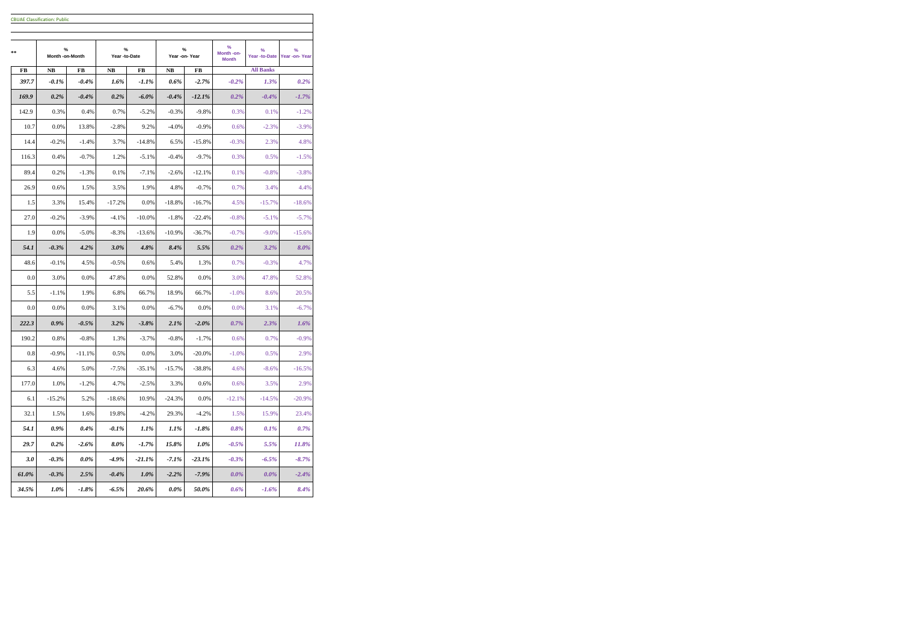CBUAE Classification: Public

| ** | % Month -on-Month | | % Year -to-Date | | % Year -on- Year | | % Month -on-Month | % Year -to-Date | % Year -on- Year |
|---|---|---|---|---|---|---|---|---|---|
| FB | NB | FB | NB | FB | NB | FB | All Banks | | |
| *397.7* | *-0.1%* | *-0.4%* | *1.6%* | *-1.1%* | *0.6%* | *-2.7%* | *-0.2%* | *1.3%* | *0.2%* |
| *169.9* | *0.2%* | *-0.4%* | *0.2%* | *-6.0%* | *-0.4%* | *-12.1%* | *0.2%* | *-0.4%* | *-1.7%* |
| 142.9 | 0.3% | 0.4% | 0.7% | -5.2% | -0.3% | -9.8% | 0.3% | 0.1% | -1.2% |
| 10.7 | 0.0% | 13.8% | -2.8% | 9.2% | -4.0% | -0.9% | 0.6% | -2.3% | -3.9% |
| 14.4 | -0.2% | -1.4% | 3.7% | -14.8% | 6.5% | -15.8% | -0.3% | 2.3% | 4.8% |
| 116.3 | 0.4% | -0.7% | 1.2% | -5.1% | -0.4% | -9.7% | 0.3% | 0.5% | -1.5% |
| 89.4 | 0.2% | -1.3% | 0.1% | -7.1% | -2.6% | -12.1% | 0.1% | -0.8% | -3.8% |
| 26.9 | 0.6% | 1.5% | 3.5% | 1.9% | 4.8% | -0.7% | 0.7% | 3.4% | 4.4% |
| 1.5 | 3.3% | 15.4% | -17.2% | 0.0% | -18.8% | -16.7% | 4.5% | -15.7% | -18.6% |
| 27.0 | -0.2% | -3.9% | -4.1% | -10.0% | -1.8% | -22.4% | -0.8% | -5.1% | -5.7% |
| 1.9 | 0.0% | -5.0% | -8.3% | -13.6% | -10.9% | -36.7% | -0.7% | -9.0% | -15.6% |
| *54.1* | *-0.3%* | *4.2%* | *3.0%* | *4.8%* | *8.4%* | *5.5%* | *0.2%* | *3.2%* | *8.0%* |
| 48.6 | -0.1% | 4.5% | -0.5% | 0.6% | 5.4% | 1.3% | 0.7% | -0.3% | 4.7% |
| 0.0 | 3.0% | 0.0% | 47.8% | 0.0% | 52.8% | 0.0% | 3.0% | 47.8% | 52.8% |
| 5.5 | -1.1% | 1.9% | 6.8% | 66.7% | 18.9% | 66.7% | -1.0% | 8.6% | 20.5% |
| 0.0 | 0.0% | 0.0% | 3.1% | 0.0% | -6.7% | 0.0% | 0.0% | 3.1% | -6.7% |
| *222.3* | *0.9%* | *-0.5%* | *3.2%* | *-3.8%* | *2.1%* | *-2.0%* | *0.7%* | *2.3%* | *1.6%* |
| 190.2 | 0.8% | -0.8% | 1.3% | -3.7% | -0.8% | -1.7% | 0.6% | 0.7% | -0.9% |
| 0.8 | -0.9% | -11.1% | 0.5% | 0.0% | 3.0% | -20.0% | -1.0% | 0.5% | 2.9% |
| 6.3 | 4.6% | 5.0% | -7.5% | -35.1% | -15.7% | -38.8% | 4.6% | -8.6% | -16.5% |
| 177.0 | 1.0% | -1.2% | 4.7% | -2.5% | 3.3% | 0.6% | 0.6% | 3.5% | 2.9% |
| 6.1 | -15.2% | 5.2% | -18.6% | 10.9% | -24.3% | 0.0% | -12.1% | -14.5% | -20.9% |
| 32.1 | 1.5% | 1.6% | 19.8% | -4.2% | 29.3% | -4.2% | 1.5% | 15.9% | 23.4% |
| *54.1* | *0.9%* | *0.4%* | *-0.1%* | *1.1%* | *1.1%* | *-1.8%* | *0.8%* | *0.1%* | *0.7%* |
| *29.7* | *0.2%* | *-2.6%* | *8.0%* | *-1.7%* | *15.8%* | *1.0%* | *-0.5%* | *5.5%* | *11.8%* |
| *3.0* | *-0.3%* | *0.0%* | *-4.9%* | *-21.1%* | *-7.1%* | *-23.1%* | *-0.3%* | *-6.5%* | *-8.7%* |
| *61.0%* | *-0.3%* | *2.5%* | *-0.4%* | *1.0%* | *-2.2%* | *-7.9%* | *0.0%* | *0.0%* | *-2.4%* |
| *34.5%* | *1.0%* | *-1.8%* | *-6.5%* | *20.6%* | *0.0%* | *50.0%* | *0.6%* | *-1.6%* | *8.4%* |